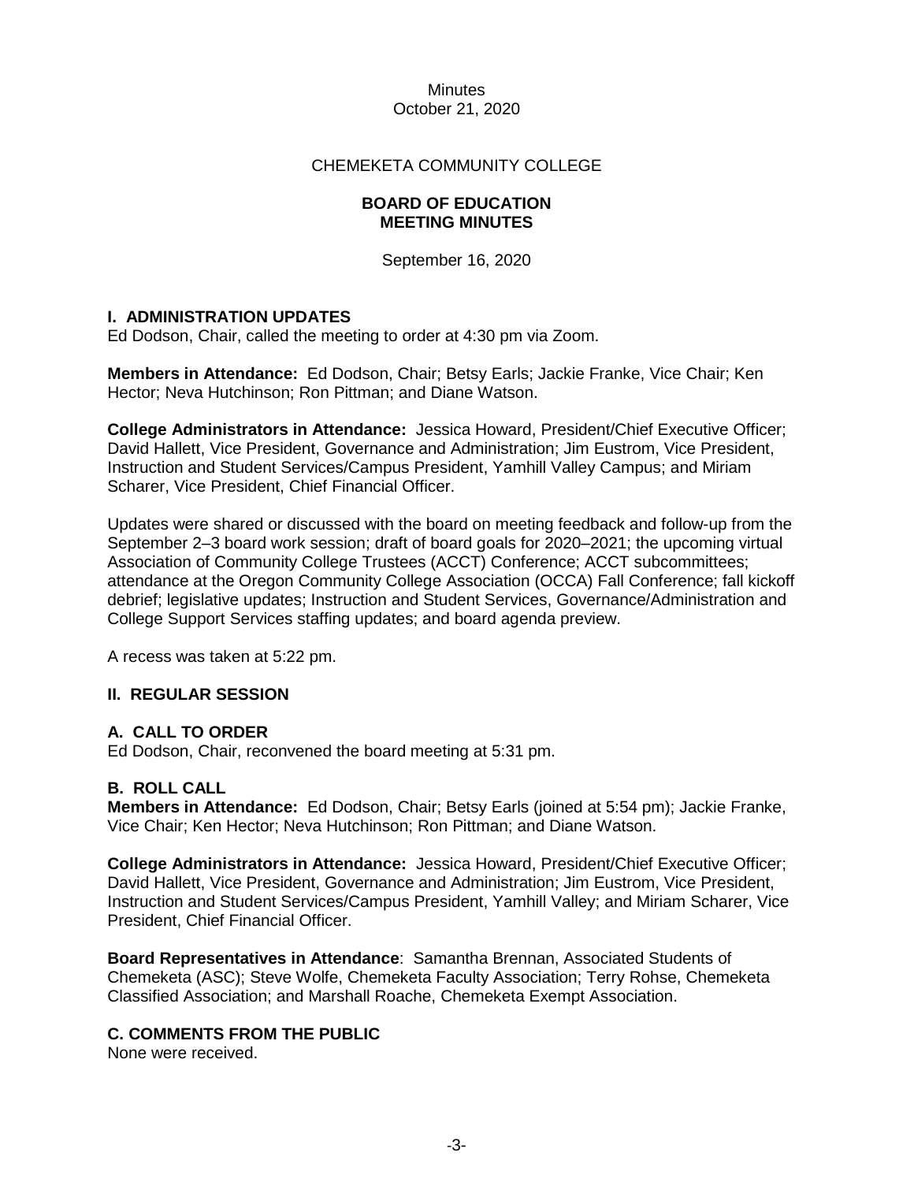Minutes
October 21, 2020

CHEMEKETA COMMUNITY COLLEGE

# BOARD OF EDUCATION MEETING MINUTES

September 16, 2020

## I. ADMINISTRATION UPDATES

Ed Dodson, Chair, called the meeting to order at 4:30 pm via Zoom.

**Members in Attendance:** Ed Dodson, Chair; Betsy Earls; Jackie Franke, Vice Chair; Ken Hector; Neva Hutchinson; Ron Pittman; and Diane Watson.

**College Administrators in Attendance:** Jessica Howard, President/Chief Executive Officer; David Hallett, Vice President, Governance and Administration; Jim Eustrom, Vice President, Instruction and Student Services/Campus President, Yamhill Valley Campus; and Miriam Scharer, Vice President, Chief Financial Officer.

Updates were shared or discussed with the board on meeting feedback and follow-up from the September 2–3 board work session; draft of board goals for 2020–2021; the upcoming virtual Association of Community College Trustees (ACCT) Conference; ACCT subcommittees; attendance at the Oregon Community College Association (OCCA) Fall Conference; fall kickoff debrief; legislative updates; Instruction and Student Services, Governance/Administration and College Support Services staffing updates; and board agenda preview.

A recess was taken at 5:22 pm.

## II. REGULAR SESSION

### A. CALL TO ORDER

Ed Dodson, Chair, reconvened the board meeting at 5:31 pm.

### B. ROLL CALL

**Members in Attendance:** Ed Dodson, Chair; Betsy Earls (joined at 5:54 pm); Jackie Franke, Vice Chair; Ken Hector; Neva Hutchinson; Ron Pittman; and Diane Watson.

**College Administrators in Attendance:** Jessica Howard, President/Chief Executive Officer; David Hallett, Vice President, Governance and Administration; Jim Eustrom, Vice President, Instruction and Student Services/Campus President, Yamhill Valley; and Miriam Scharer, Vice President, Chief Financial Officer.

**Board Representatives in Attendance**: Samantha Brennan, Associated Students of Chemeketa (ASC); Steve Wolfe, Chemeketa Faculty Association; Terry Rohse, Chemeketa Classified Association; and Marshall Roache, Chemeketa Exempt Association.

### C. COMMENTS FROM THE PUBLIC

None were received.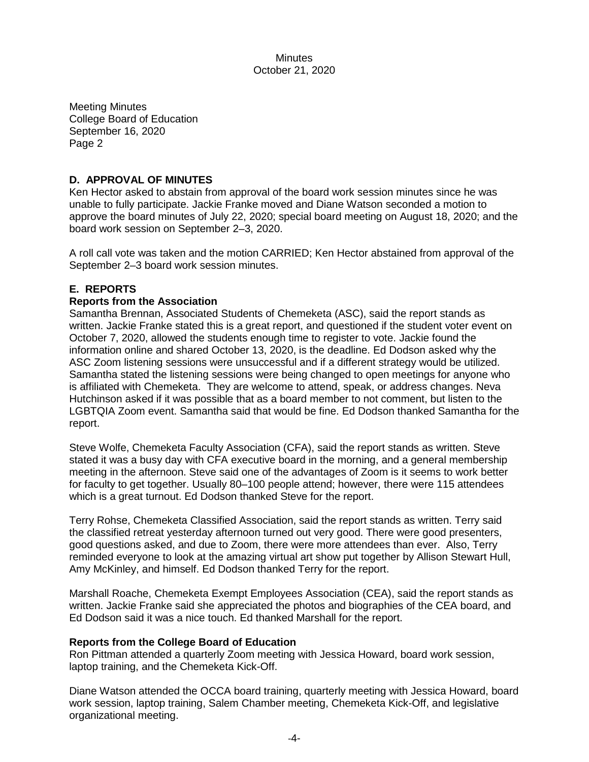Meeting Minutes
College Board of Education
September 16, 2020
Page 2

## D. APPROVAL OF MINUTES

Ken Hector asked to abstain from approval of the board work session minutes since he was unable to fully participate. Jackie Franke moved and Diane Watson seconded a motion to approve the board minutes of July 22, 2020; special board meeting on August 18, 2020; and the board work session on September 2–3, 2020.

A roll call vote was taken and the motion CARRIED; Ken Hector abstained from approval of the September 2–3 board work session minutes.

## E. REPORTS

### Reports from the Association

Samantha Brennan, Associated Students of Chemeketa (ASC), said the report stands as written. Jackie Franke stated this is a great report, and questioned if the student voter event on October 7, 2020, allowed the students enough time to register to vote. Jackie found the information online and shared October 13, 2020, is the deadline. Ed Dodson asked why the ASC Zoom listening sessions were unsuccessful and if a different strategy would be utilized. Samantha stated the listening sessions were being changed to open meetings for anyone who is affiliated with Chemeketa. They are welcome to attend, speak, or address changes. Neva Hutchinson asked if it was possible that as a board member to not comment, but listen to the LGBTQIA Zoom event. Samantha said that would be fine. Ed Dodson thanked Samantha for the report.

Steve Wolfe, Chemeketa Faculty Association (CFA), said the report stands as written. Steve stated it was a busy day with CFA executive board in the morning, and a general membership meeting in the afternoon. Steve said one of the advantages of Zoom is it seems to work better for faculty to get together. Usually 80–100 people attend; however, there were 115 attendees which is a great turnout. Ed Dodson thanked Steve for the report.

Terry Rohse, Chemeketa Classified Association, said the report stands as written. Terry said the classified retreat yesterday afternoon turned out very good. There were good presenters, good questions asked, and due to Zoom, there were more attendees than ever. Also, Terry reminded everyone to look at the amazing virtual art show put together by Allison Stewart Hull, Amy McKinley, and himself. Ed Dodson thanked Terry for the report.

Marshall Roache, Chemeketa Exempt Employees Association (CEA), said the report stands as written. Jackie Franke said she appreciated the photos and biographies of the CEA board, and Ed Dodson said it was a nice touch. Ed thanked Marshall for the report.

### Reports from the College Board of Education

Ron Pittman attended a quarterly Zoom meeting with Jessica Howard, board work session, laptop training, and the Chemeketa Kick-Off.

Diane Watson attended the OCCA board training, quarterly meeting with Jessica Howard, board work session, laptop training, Salem Chamber meeting, Chemeketa Kick-Off, and legislative organizational meeting.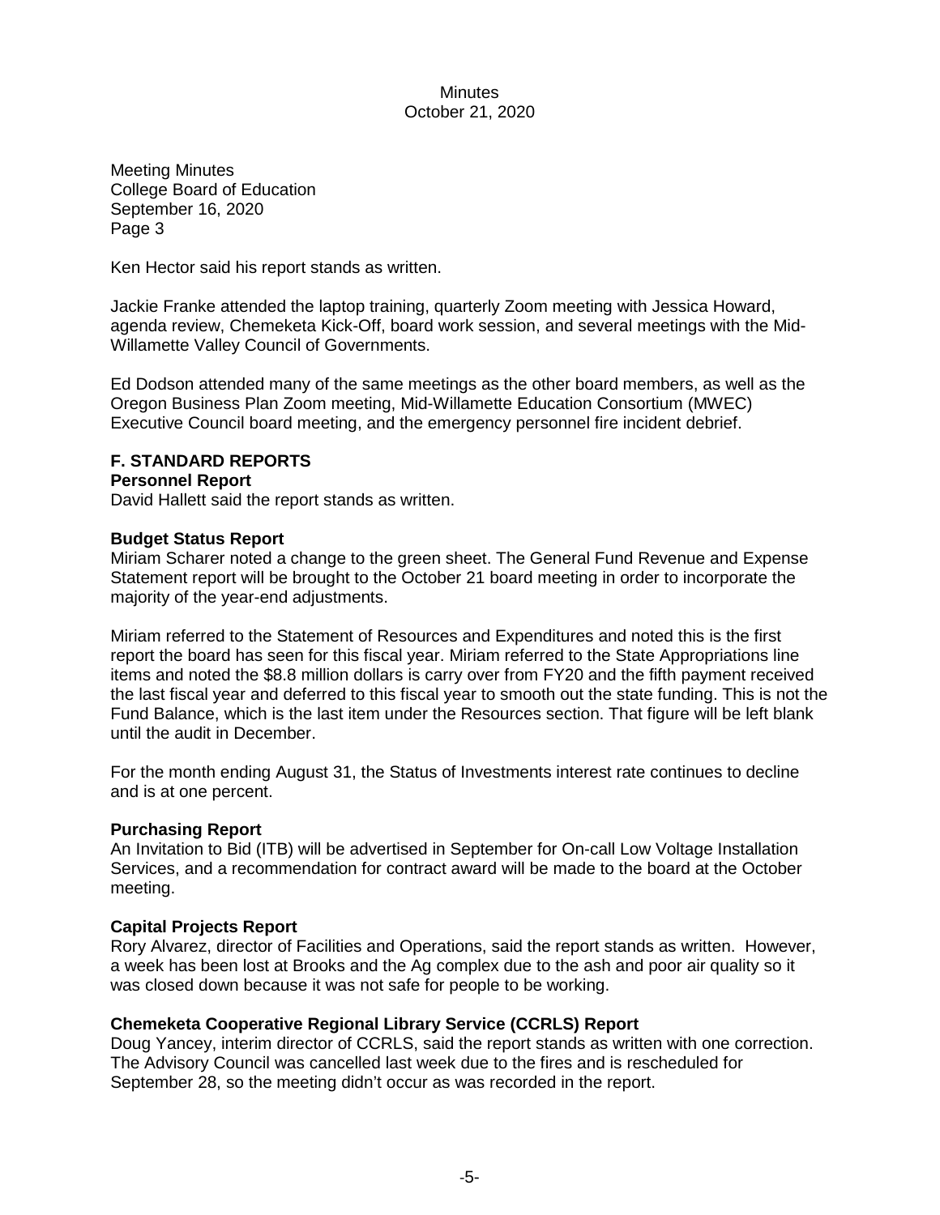Meeting Minutes
College Board of Education
September 16, 2020
Page 3

Ken Hector said his report stands as written.

Jackie Franke attended the laptop training, quarterly Zoom meeting with Jessica Howard, agenda review, Chemeketa Kick-Off, board work session, and several meetings with the Mid-Willamette Valley Council of Governments.

Ed Dodson attended many of the same meetings as the other board members, as well as the Oregon Business Plan Zoom meeting, Mid-Willamette Education Consortium (MWEC) Executive Council board meeting, and the emergency personnel fire incident debrief.

## F. STANDARD REPORTS

### Personnel Report

David Hallett said the report stands as written.

### Budget Status Report

Miriam Scharer noted a change to the green sheet. The General Fund Revenue and Expense Statement report will be brought to the October 21 board meeting in order to incorporate the majority of the year-end adjustments.

Miriam referred to the Statement of Resources and Expenditures and noted this is the first report the board has seen for this fiscal year. Miriam referred to the State Appropriations line items and noted the $8.8 million dollars is carry over from FY20 and the fifth payment received the last fiscal year and deferred to this fiscal year to smooth out the state funding. This is not the Fund Balance, which is the last item under the Resources section. That figure will be left blank until the audit in December.

For the month ending August 31, the Status of Investments interest rate continues to decline and is at one percent.

### Purchasing Report

An Invitation to Bid (ITB) will be advertised in September for On-call Low Voltage Installation Services, and a recommendation for contract award will be made to the board at the October meeting.

### Capital Projects Report

Rory Alvarez, director of Facilities and Operations, said the report stands as written. However, a week has been lost at Brooks and the Ag complex due to the ash and poor air quality so it was closed down because it was not safe for people to be working.

### Chemeketa Cooperative Regional Library Service (CCRLS) Report

Doug Yancey, interim director of CCRLS, said the report stands as written with one correction. The Advisory Council was cancelled last week due to the fires and is rescheduled for September 28, so the meeting didn't occur as was recorded in the report.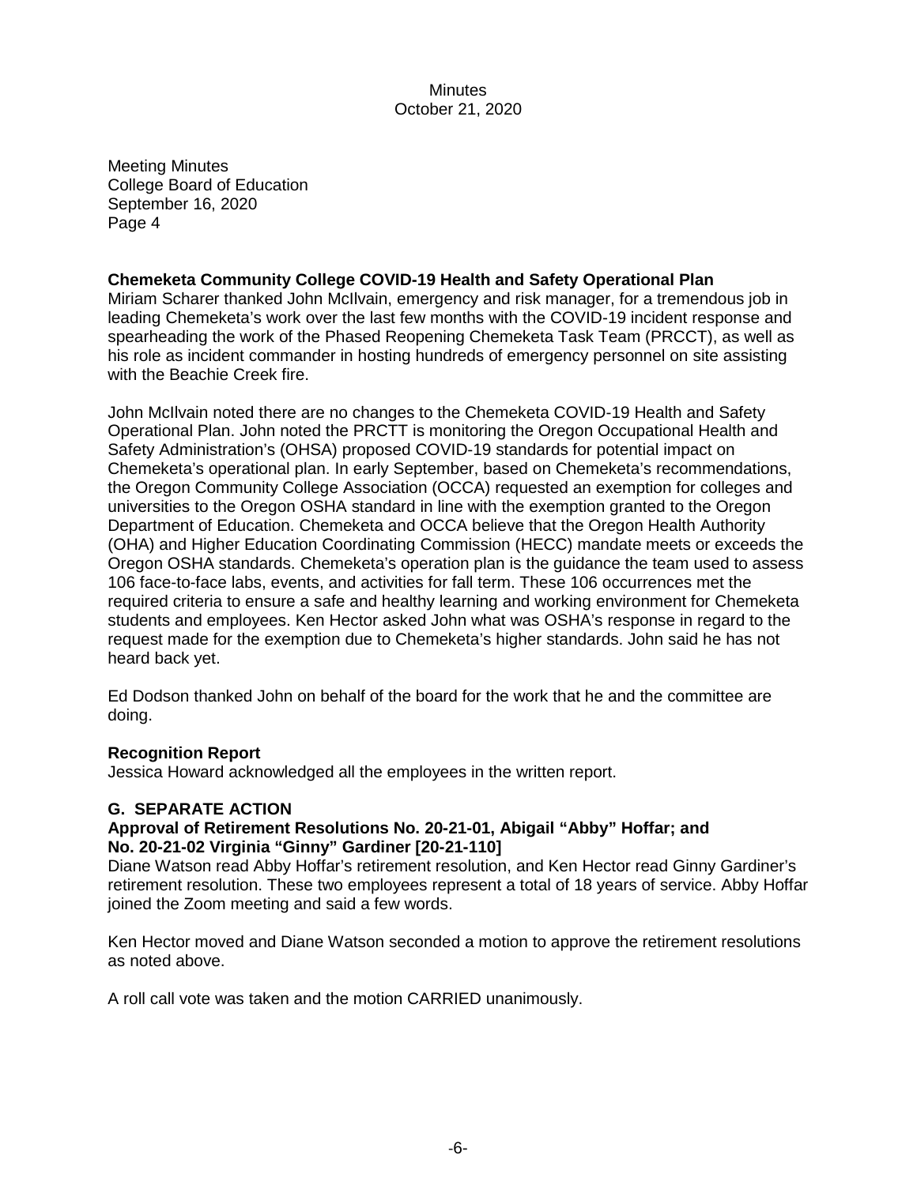Meeting Minutes
College Board of Education
September 16, 2020
Page 4

**Chemeketa Community College COVID-19 Health and Safety Operational Plan**
Miriam Scharer thanked John McIlvain, emergency and risk manager, for a tremendous job in leading Chemeketa's work over the last few months with the COVID-19 incident response and spearheading the work of the Phased Reopening Chemeketa Task Team (PRCCT), as well as his role as incident commander in hosting hundreds of emergency personnel on site assisting with the Beachie Creek fire.

John McIlvain noted there are no changes to the Chemeketa COVID-19 Health and Safety Operational Plan. John noted the PRCTT is monitoring the Oregon Occupational Health and Safety Administration's (OHSA) proposed COVID-19 standards for potential impact on Chemeketa's operational plan. In early September, based on Chemeketa's recommendations, the Oregon Community College Association (OCCA) requested an exemption for colleges and universities to the Oregon OSHA standard in line with the exemption granted to the Oregon Department of Education. Chemeketa and OCCA believe that the Oregon Health Authority (OHA) and Higher Education Coordinating Commission (HECC) mandate meets or exceeds the Oregon OSHA standards. Chemeketa's operation plan is the guidance the team used to assess 106 face-to-face labs, events, and activities for fall term. These 106 occurrences met the required criteria to ensure a safe and healthy learning and working environment for Chemeketa students and employees. Ken Hector asked John what was OSHA's response in regard to the request made for the exemption due to Chemeketa's higher standards. John said he has not heard back yet.

Ed Dodson thanked John on behalf of the board for the work that he and the committee are doing.

**Recognition Report**
Jessica Howard acknowledged all the employees in the written report.

**G. SEPARATE ACTION**
**Approval of Retirement Resolutions No. 20-21-01, Abigail "Abby" Hoffar; and No. 20-21-02 Virginia "Ginny" Gardiner [20-21-110]**
Diane Watson read Abby Hoffar's retirement resolution, and Ken Hector read Ginny Gardiner's retirement resolution. These two employees represent a total of 18 years of service. Abby Hoffar joined the Zoom meeting and said a few words.

Ken Hector moved and Diane Watson seconded a motion to approve the retirement resolutions as noted above.

A roll call vote was taken and the motion CARRIED unanimously.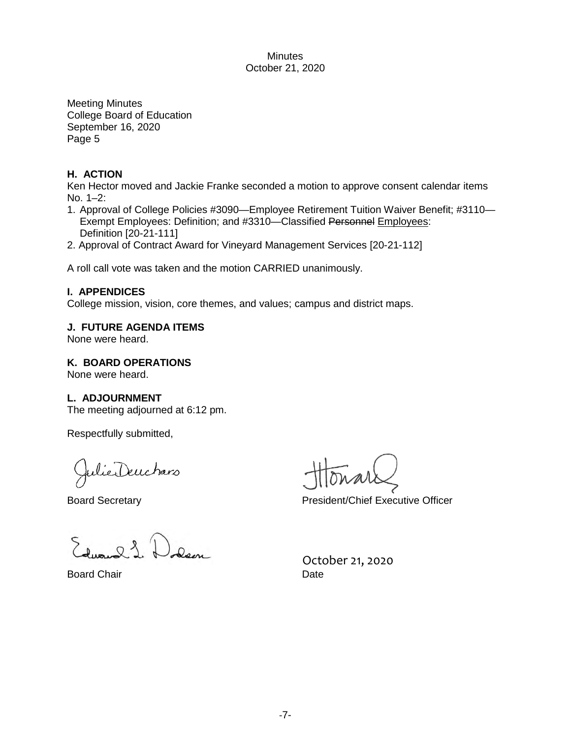Meeting Minutes
College Board of Education
September 16, 2020
Page 5

**H. ACTION**

Ken Hector moved and Jackie Franke seconded a motion to approve consent calendar items No. 1–2:

1. Approval of College Policies #3090—Employee Retirement Tuition Waiver Benefit; #3110—Exempt Employees: Definition; and #3310—Classified ~~Personnel~~ Employees: Definition [20-21-111]
2. Approval of Contract Award for Vineyard Management Services [20-21-112]

A roll call vote was taken and the motion CARRIED unanimously.

**I. APPENDICES**

College mission, vision, core themes, and values; campus and district maps.

**J. FUTURE AGENDA ITEMS**

None were heard.

**K. BOARD OPERATIONS**

None were heard.

**L. ADJOURNMENT**

The meeting adjourned at 6:12 pm.

Respectfully submitted,

Julie Deuchars
Board Secretary

JHonan
President/Chief Executive Officer

Edward L. Dodson
Board Chair

October 21, 2020
Date